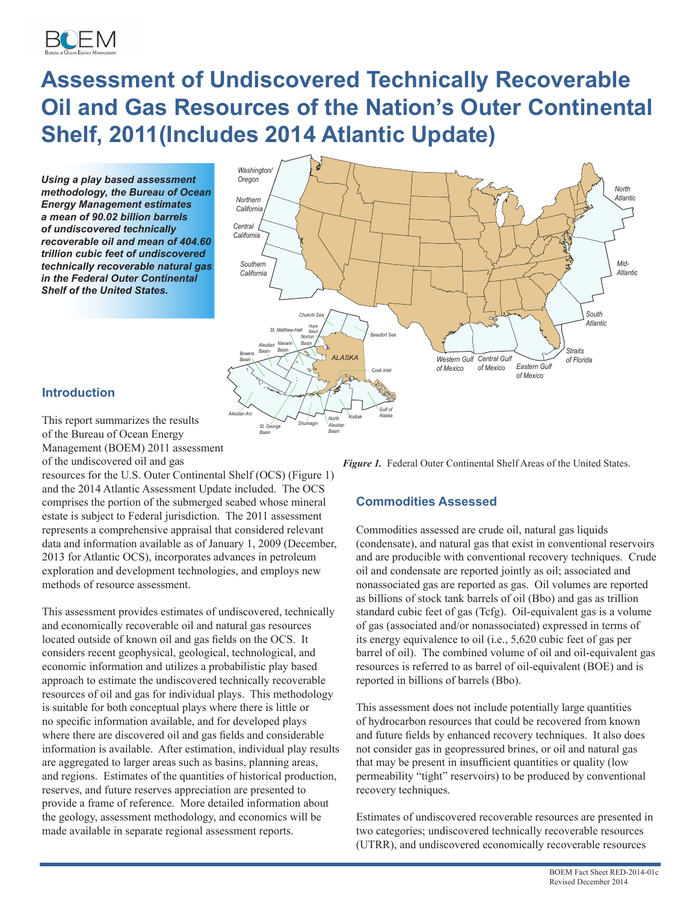# Assessment of Undiscovered Technically Recoverable Oil and Gas Resources of the Nation's Outer Continental Shelf, 2011(Includes 2014 Atlantic Update)

***Using a play based assessment methodology, the Bureau of Ocean Energy Management estimates a mean of 90.02 billion barrels of undiscovered technically recoverable oil and mean of 404.60 trillion cubic feet of undiscovered technically recoverable natural gas in the Federal Outer Continental Shelf of the United States.***

*Figure 1.* Federal Outer Continental Shelf Areas of the United States.

## Introduction

This report summarizes the results of the Bureau of Ocean Energy Management (BOEM) 2011 assessment of the undiscovered oil and gas resources for the U.S. Outer Continental Shelf (OCS) (Figure 1) and the 2014 Atlantic Assessment Update included. The OCS comprises the portion of the submerged seabed whose mineral estate is subject to Federal jurisdiction. The 2011 assessment represents a comprehensive appraisal that considered relevant data and information available as of January 1, 2009 (December, 2013 for Atlantic OCS), incorporates advances in petroleum exploration and development technologies, and employs new methods of resource assessment.

This assessment provides estimates of undiscovered, technically and economically recoverable oil and natural gas resources located outside of known oil and gas fields on the OCS. It considers recent geophysical, geological, technological, and economic information and utilizes a probabilistic play based approach to estimate the undiscovered technically recoverable resources of oil and gas for individual plays. This methodology is suitable for both conceptual plays where there is little or no specific information available, and for developed plays where there are discovered oil and gas fields and considerable information is available. After estimation, individual play results are aggregated to larger areas such as basins, planning areas, and regions. Estimates of the quantities of historical production, reserves, and future reserves appreciation are presented to provide a frame of reference. More detailed information about the geology, assessment methodology, and economics will be made available in separate regional assessment reports.

## Commodities Assessed

Commodities assessed are crude oil, natural gas liquids (condensate), and natural gas that exist in conventional reservoirs and are producible with conventional recovery techniques. Crude oil and condensate are reported jointly as oil; associated and nonassociated gas are reported as gas. Oil volumes are reported as billions of stock tank barrels of oil (Bbo) and gas as trillion standard cubic feet of gas (Tcfg). Oil-equivalent gas is a volume of gas (associated and/or nonassociated) expressed in terms of its energy equivalence to oil (i.e., 5,620 cubic feet of gas per barrel of oil). The combined volume of oil and oil-equivalent gas resources is referred to as barrel of oil-equivalent (BOE) and is reported in billions of barrels (Bbo).

This assessment does not include potentially large quantities of hydrocarbon resources that could be recovered from known and future fields by enhanced recovery techniques. It also does not consider gas in geopressured brines, or oil and natural gas that may be present in insufficient quantities or quality (low permeability "tight" reservoirs) to be produced by conventional recovery techniques.

Estimates of undiscovered recoverable resources are presented in two categories; undiscovered technically recoverable resources (UTRR), and undiscovered economically recoverable resources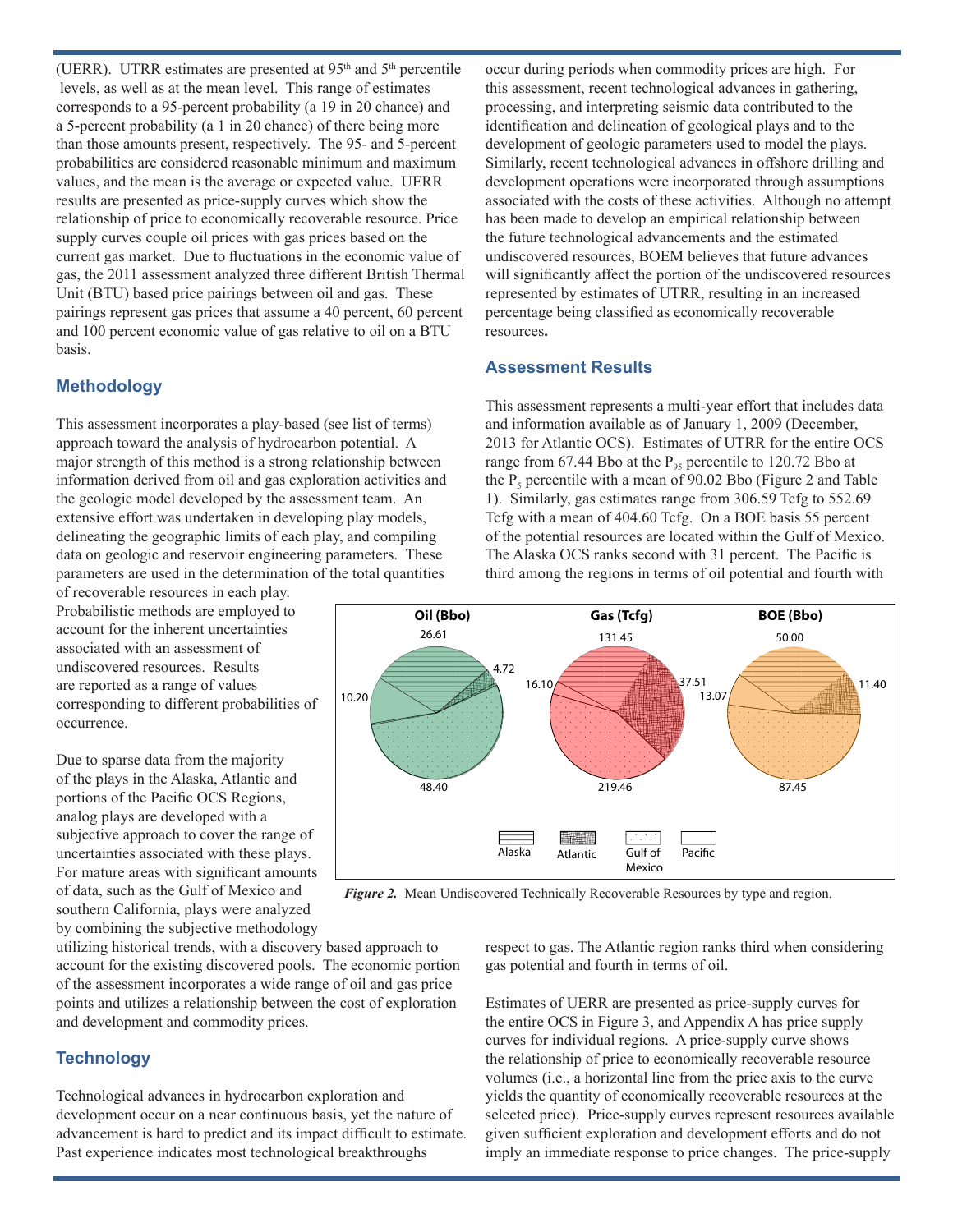(UERR). UTRR estimates are presented at 95th and 5th percentile levels, as well as at the mean level. This range of estimates corresponds to a 95-percent probability (a 19 in 20 chance) and a 5-percent probability (a 1 in 20 chance) of there being more than those amounts present, respectively. The 95- and 5-percent probabilities are considered reasonable minimum and maximum values, and the mean is the average or expected value. UERR results are presented as price-supply curves which show the relationship of price to economically recoverable resource. Price supply curves couple oil prices with gas prices based on the current gas market. Due to fluctuations in the economic value of gas, the 2011 assessment analyzed three different British Thermal Unit (BTU) based price pairings between oil and gas. These pairings represent gas prices that assume a 40 percent, 60 percent and 100 percent economic value of gas relative to oil on a BTU basis.

## Methodology

This assessment incorporates a play-based (see list of terms) approach toward the analysis of hydrocarbon potential. A major strength of this method is a strong relationship between information derived from oil and gas exploration activities and the geologic model developed by the assessment team. An extensive effort was undertaken in developing play models, delineating the geographic limits of each play, and compiling data on geologic and reservoir engineering parameters. These parameters are used in the determination of the total quantities of recoverable resources in each play. Probabilistic methods are employed to account for the inherent uncertainties associated with an assessment of undiscovered resources. Results are reported as a range of values corresponding to different probabilities of occurrence.

Due to sparse data from the majority of the plays in the Alaska, Atlantic and portions of the Pacific OCS Regions, analog plays are developed with a subjective approach to cover the range of uncertainties associated with these plays. For mature areas with significant amounts of data, such as the Gulf of Mexico and southern California, plays were analyzed by combining the subjective methodology utilizing historical trends, with a discovery based approach to account for the existing discovered pools. The economic portion of the assessment incorporates a wide range of oil and gas price points and utilizes a relationship between the cost of exploration and development and commodity prices.

## Technology

Technological advances in hydrocarbon exploration and development occur on a near continuous basis, yet the nature of advancement is hard to predict and its impact difficult to estimate. Past experience indicates most technological breakthroughs occur during periods when commodity prices are high. For this assessment, recent technological advances in gathering, processing, and interpreting seismic data contributed to the identification and delineation of geological plays and to the development of geologic parameters used to model the plays. Similarly, recent technological advances in offshore drilling and development operations were incorporated through assumptions associated with the costs of these activities. Although no attempt has been made to develop an empirical relationship between the future technological advancements and the estimated undiscovered resources, BOEM believes that future advances will significantly affect the portion of the undiscovered resources represented by estimates of UTRR, resulting in an increased percentage being classified as economically recoverable resources**.**

## Assessment Results

This assessment represents a multi-year effort that includes data and information available as of January 1, 2009 (December, 2013 for Atlantic OCS). Estimates of UTRR for the entire OCS range from 67.44 Bbo at the $P_{95}$ percentile to 120.72 Bbo at the $P_5$ percentile with a mean of 90.02 Bbo (Figure 2 and Table 1). Similarly, gas estimates range from 306.59 Tcfg to 552.69 Tcfg with a mean of 404.60 Tcfg. On a BOE basis 55 percent of the potential resources are located within the Gulf of Mexico. The Alaska OCS ranks second with 31 percent. The Pacific is third among the regions in terms of oil potential and fourth with respect to gas. The Atlantic region ranks third when considering gas potential and fourth in terms of oil.

| Region | Oil (Bbo) | Gas (Tcfg) | BOE (Bbo) |
|---|---|---|---|
| Alaska | 26.61 | 131.45 | 50.00 |
| Atlantic | 4.72 | 37.51 | 11.40 |
| Gulf of Mexico | 48.40 | 219.46 | 87.45 |
| Pacific | 10.20 | 16.10 | 13.07 |

***Figure 2.*** Mean Undiscovered Technically Recoverable Resources by type and region.

Estimates of UERR are presented as price-supply curves for the entire OCS in Figure 3, and Appendix A has price supply curves for individual regions. A price-supply curve shows the relationship of price to economically recoverable resource volumes (i.e., a horizontal line from the price axis to the curve yields the quantity of economically recoverable resources at the selected price). Price-supply curves represent resources available given sufficient exploration and development efforts and do not imply an immediate response to price changes. The price-supply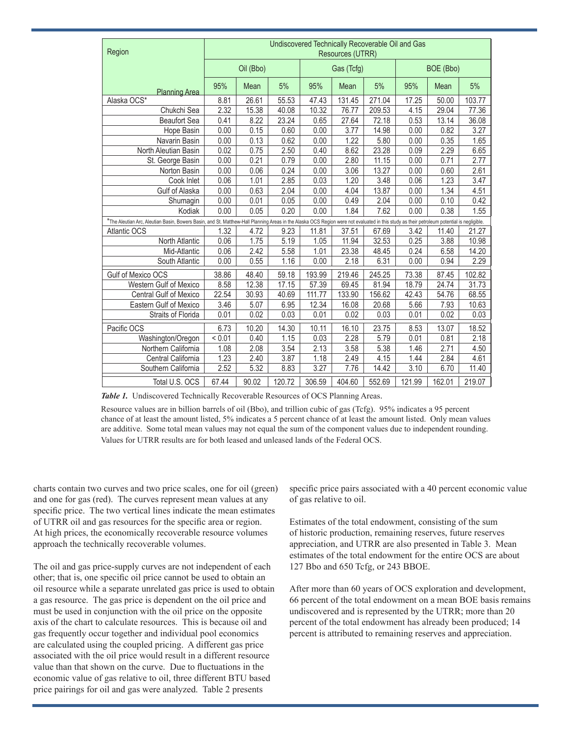| Region / Planning Area | Undiscovered Technically Recoverable Oil and Gas Resources (UTRR) | | | | | | | | |
|---|---|---|---|---|---|---|---|---|---|
| | Oil (Bbo) | | | Gas (Tcfg) | | | BOE (Bbo) | | |
| | 95% | Mean | 5% | 95% | Mean | 5% | 95% | Mean | 5% |
| Alaska OCS* | 8.81 | 26.61 | 55.53 | 47.43 | 131.45 | 271.04 | 17.25 | 50.00 | 103.77 |
| Chukchi Sea | 2.32 | 15.38 | 40.08 | 10.32 | 76.77 | 209.53 | 4.15 | 29.04 | 77.36 |
| Beaufort Sea | 0.41 | 8.22 | 23.24 | 0.65 | 27.64 | 72.18 | 0.53 | 13.14 | 36.08 |
| Hope Basin | 0.00 | 0.15 | 0.60 | 0.00 | 3.77 | 14.98 | 0.00 | 0.82 | 3.27 |
| Navarin Basin | 0.00 | 0.13 | 0.62 | 0.00 | 1.22 | 5.80 | 0.00 | 0.35 | 1.65 |
| North Aleutian Basin | 0.02 | 0.75 | 2.50 | 0.40 | 8.62 | 23.28 | 0.09 | 2.29 | 6.65 |
| St. George Basin | 0.00 | 0.21 | 0.79 | 0.00 | 2.80 | 11.15 | 0.00 | 0.71 | 2.77 |
| Norton Basin | 0.00 | 0.06 | 0.24 | 0.00 | 3.06 | 13.27 | 0.00 | 0.60 | 2.61 |
| Cook Inlet | 0.06 | 1.01 | 2.85 | 0.03 | 1.20 | 3.48 | 0.06 | 1.23 | 3.47 |
| Gulf of Alaska | 0.00 | 0.63 | 2.04 | 0.00 | 4.04 | 13.87 | 0.00 | 1.34 | 4.51 |
| Shumagin | 0.00 | 0.01 | 0.05 | 0.00 | 0.49 | 2.04 | 0.00 | 0.10 | 0.42 |
| Kodiak | 0.00 | 0.05 | 0.20 | 0.00 | 1.84 | 7.62 | 0.00 | 0.38 | 1.55 |
| *The Aleutian Arc, Aleutian Basin, Bowers Basin, and St. Matthew-Hall Planning Areas in the Alaska OCS Region were not evaluated in this study as their petroleum potential is negligible. | | | | | | | | | |
| Atlantic OCS | 1.32 | 4.72 | 9.23 | 11.81 | 37.51 | 67.69 | 3.42 | 11.40 | 21.27 |
| North Atlantic | 0.06 | 1.75 | 5.19 | 1.05 | 11.94 | 32.53 | 0.25 | 3.88 | 10.98 |
| Mid-Atlantic | 0.06 | 2.42 | 5.58 | 1.01 | 23.38 | 48.45 | 0.24 | 6.58 | 14.20 |
| South Atlantic | 0.00 | 0.55 | 1.16 | 0.00 | 2.18 | 6.31 | 0.00 | 0.94 | 2.29 |
| Gulf of Mexico OCS | 38.86 | 48.40 | 59.18 | 193.99 | 219.46 | 245.25 | 73.38 | 87.45 | 102.82 |
| Western Gulf of Mexico | 8.58 | 12.38 | 17.15 | 57.39 | 69.45 | 81.94 | 18.79 | 24.74 | 31.73 |
| Central Gulf of Mexico | 22.54 | 30.93 | 40.69 | 111.77 | 133.90 | 156.62 | 42.43 | 54.76 | 68.55 |
| Eastern Gulf of Mexico | 3.46 | 5.07 | 6.95 | 12.34 | 16.08 | 20.68 | 5.66 | 7.93 | 10.63 |
| Straits of Florida | 0.01 | 0.02 | 0.03 | 0.01 | 0.02 | 0.03 | 0.01 | 0.02 | 0.03 |
| Pacific OCS | 6.73 | 10.20 | 14.30 | 10.11 | 16.10 | 23.75 | 8.53 | 13.07 | 18.52 |
| Washington/Oregon | < 0.01 | 0.40 | 1.15 | 0.03 | 2.28 | 5.79 | 0.01 | 0.81 | 2.18 |
| Northern California | 1.08 | 2.08 | 3.54 | 2.13 | 3.58 | 5.38 | 1.46 | 2.71 | 4.50 |
| Central California | 1.23 | 2.40 | 3.87 | 1.18 | 2.49 | 4.15 | 1.44 | 2.84 | 4.61 |
| Southern California | 2.52 | 5.32 | 8.83 | 3.27 | 7.76 | 14.42 | 3.10 | 6.70 | 11.40 |
| Total U.S. OCS | 67.44 | 90.02 | 120.72 | 306.59 | 404.60 | 552.69 | 121.99 | 162.01 | 219.07 |

***Table 1.*** Undiscovered Technically Recoverable Resources of OCS Planning Areas.

Resource values are in billion barrels of oil (Bbo), and trillion cubic of gas (Tcfg). 95% indicates a 95 percent chance of at least the amount listed, 5% indicates a 5 percent chance of at least the amount listed. Only mean values are additive. Some total mean values may not equal the sum of the component values due to independent rounding. Values for UTRR results are for both leased and unleased lands of the Federal OCS.

charts contain two curves and two price scales, one for oil (green) and one for gas (red). The curves represent mean values at any specific price. The two vertical lines indicate the mean estimates of UTRR oil and gas resources for the specific area or region. At high prices, the economically recoverable resource volumes approach the technically recoverable volumes.

The oil and gas price-supply curves are not independent of each other; that is, one specific oil price cannot be used to obtain an oil resource while a separate unrelated gas price is used to obtain a gas resource. The gas price is dependent on the oil price and must be used in conjunction with the oil price on the opposite axis of the chart to calculate resources. This is because oil and gas frequently occur together and individual pool economics are calculated using the coupled pricing. A different gas price associated with the oil price would result in a different resource value than that shown on the curve. Due to fluctuations in the economic value of gas relative to oil, three different BTU based price pairings for oil and gas were analyzed. Table 2 presents specific price pairs associated with a 40 percent economic value of gas relative to oil.

Estimates of the total endowment, consisting of the sum of historic production, remaining reserves, future reserves appreciation, and UTRR are also presented in Table 3. Mean estimates of the total endowment for the entire OCS are about 127 Bbo and 650 Tcfg, or 243 BBOE.

After more than 60 years of OCS exploration and development, 66 percent of the total endowment on a mean BOE basis remains undiscovered and is represented by the UTRR; more than 20 percent of the total endowment has already been produced; 14 percent is attributed to remaining reserves and appreciation.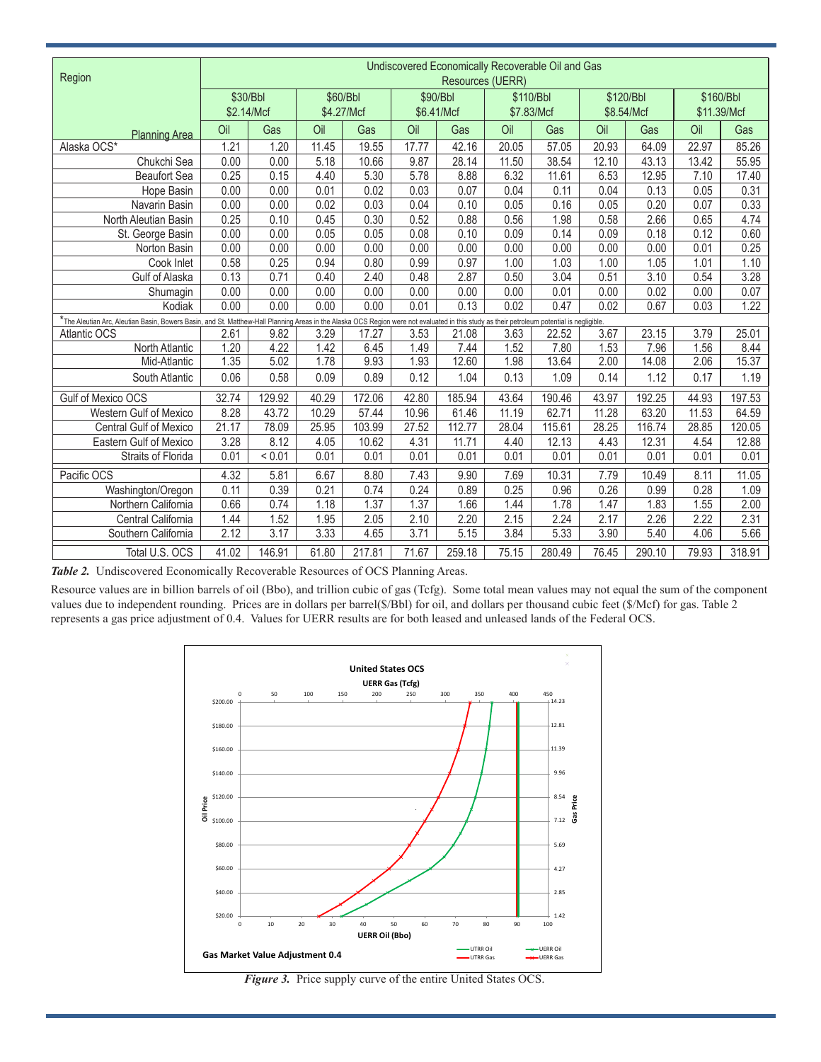| Region | Undiscovered Economically Recoverable Oil and Gas Resources (UERR) | | | | | | | | | | | |
|---|---|---|---|---|---|---|---|---|---|---|---|---|
| | $30/Bbl $2.14/Mcf | | $60/Bbl $4.27/Mcf | | $90/Bbl $6.41/Mcf | | $110/Bbl $7.83/Mcf | | $120/Bbl $8.54/Mcf | | $160/Bbl $11.39/Mcf | |
| Planning Area | Oil | Gas | Oil | Gas | Oil | Gas | Oil | Gas | Oil | Gas | Oil | Gas |
| Alaska OCS* | 1.21 | 1.20 | 11.45 | 19.55 | 17.77 | 42.16 | 20.05 | 57.05 | 20.93 | 64.09 | 22.97 | 85.26 |
| Chukchi Sea | 0.00 | 0.00 | 5.18 | 10.66 | 9.87 | 28.14 | 11.50 | 38.54 | 12.10 | 43.13 | 13.42 | 55.95 |
| Beaufort Sea | 0.25 | 0.15 | 4.40 | 5.30 | 5.78 | 8.88 | 6.32 | 11.61 | 6.53 | 12.95 | 7.10 | 17.40 |
| Hope Basin | 0.00 | 0.00 | 0.01 | 0.02 | 0.03 | 0.07 | 0.04 | 0.11 | 0.04 | 0.13 | 0.05 | 0.31 |
| Navarin Basin | 0.00 | 0.00 | 0.02 | 0.03 | 0.04 | 0.10 | 0.05 | 0.16 | 0.05 | 0.20 | 0.07 | 0.33 |
| North Aleutian Basin | 0.25 | 0.10 | 0.45 | 0.30 | 0.52 | 0.88 | 0.56 | 1.98 | 0.58 | 2.66 | 0.65 | 4.74 |
| St. George Basin | 0.00 | 0.00 | 0.05 | 0.05 | 0.08 | 0.10 | 0.09 | 0.14 | 0.09 | 0.18 | 0.12 | 0.60 |
| Norton Basin | 0.00 | 0.00 | 0.00 | 0.00 | 0.00 | 0.00 | 0.00 | 0.00 | 0.00 | 0.00 | 0.01 | 0.25 |
| Cook Inlet | 0.58 | 0.25 | 0.94 | 0.80 | 0.99 | 0.97 | 1.00 | 1.03 | 1.00 | 1.05 | 1.01 | 1.10 |
| Gulf of Alaska | 0.13 | 0.71 | 0.40 | 2.40 | 0.48 | 2.87 | 0.50 | 3.04 | 0.51 | 3.10 | 0.54 | 3.28 |
| Shumagin | 0.00 | 0.00 | 0.00 | 0.00 | 0.00 | 0.00 | 0.00 | 0.01 | 0.00 | 0.02 | 0.00 | 0.07 |
| Kodiak | 0.00 | 0.00 | 0.00 | 0.00 | 0.01 | 0.13 | 0.02 | 0.47 | 0.02 | 0.67 | 0.03 | 1.22 |
| *The Aleutian Arc, Aleutian Basin, Bowers Basin, and St. Matthew-Hall Planning Areas in the Alaska OCS Region were not evaluated in this study as their petroleum potential is negligible. | | | | | | | | | | | | |
| Atlantic OCS | 2.61 | 9.82 | 3.29 | 17.27 | 3.53 | 21.08 | 3.63 | 22.52 | 3.67 | 23.15 | 3.79 | 25.01 |
| North Atlantic | 1.20 | 4.22 | 1.42 | 6.45 | 1.49 | 7.44 | 1.52 | 7.80 | 1.53 | 7.96 | 1.56 | 8.44 |
| Mid-Atlantic | 1.35 | 5.02 | 1.78 | 9.93 | 1.93 | 12.60 | 1.98 | 13.64 | 2.00 | 14.08 | 2.06 | 15.37 |
| South Atlantic | 0.06 | 0.58 | 0.09 | 0.89 | 0.12 | 1.04 | 0.13 | 1.09 | 0.14 | 1.12 | 0.17 | 1.19 |
| Gulf of Mexico OCS | 32.74 | 129.92 | 40.29 | 172.06 | 42.80 | 185.94 | 43.64 | 190.46 | 43.97 | 192.25 | 44.93 | 197.53 |
| Western Gulf of Mexico | 8.28 | 43.72 | 10.29 | 57.44 | 10.96 | 61.46 | 11.19 | 62.71 | 11.28 | 63.20 | 11.53 | 64.59 |
| Central Gulf of Mexico | 21.17 | 78.09 | 25.95 | 103.99 | 27.52 | 112.77 | 28.04 | 115.61 | 28.25 | 116.74 | 28.85 | 120.05 |
| Eastern Gulf of Mexico | 3.28 | 8.12 | 4.05 | 10.62 | 4.31 | 11.71 | 4.40 | 12.13 | 4.43 | 12.31 | 4.54 | 12.88 |
| Straits of Florida | 0.01 | < 0.01 | 0.01 | 0.01 | 0.01 | 0.01 | 0.01 | 0.01 | 0.01 | 0.01 | 0.01 | 0.01 |
| Pacific OCS | 4.32 | 5.81 | 6.67 | 8.80 | 7.43 | 9.90 | 7.69 | 10.31 | 7.79 | 10.49 | 8.11 | 11.05 |
| Washington/Oregon | 0.11 | 0.39 | 0.21 | 0.74 | 0.24 | 0.89 | 0.25 | 0.96 | 0.26 | 0.99 | 0.28 | 1.09 |
| Northern California | 0.66 | 0.74 | 1.18 | 1.37 | 1.37 | 1.66 | 1.44 | 1.78 | 1.47 | 1.83 | 1.55 | 2.00 |
| Central California | 1.44 | 1.52 | 1.95 | 2.05 | 2.10 | 2.20 | 2.15 | 2.24 | 2.17 | 2.26 | 2.22 | 2.31 |
| Southern California | 2.12 | 3.17 | 3.33 | 4.65 | 3.71 | 5.15 | 3.84 | 5.33 | 3.90 | 5.40 | 4.06 | 5.66 |
| Total U.S. OCS | 41.02 | 146.91 | 61.80 | 217.81 | 71.67 | 259.18 | 75.15 | 280.49 | 76.45 | 290.10 | 79.93 | 318.91 |

***Table 2.*** Undiscovered Economically Recoverable Resources of OCS Planning Areas.

Resource values are in billion barrels of oil (Bbo), and trillion cubic of gas (Tcfg). Some total mean values may not equal the sum of the component values due to independent rounding. Prices are in dollars per barrel($/Bbl) for oil, and dollars per thousand cubic feet ($/Mcf) for gas. Table 2 represents a gas price adjustment of 0.4. Values for UERR results are for both leased and unleased lands of the Federal OCS.

***Figure 3.*** Price supply curve of the entire United States OCS.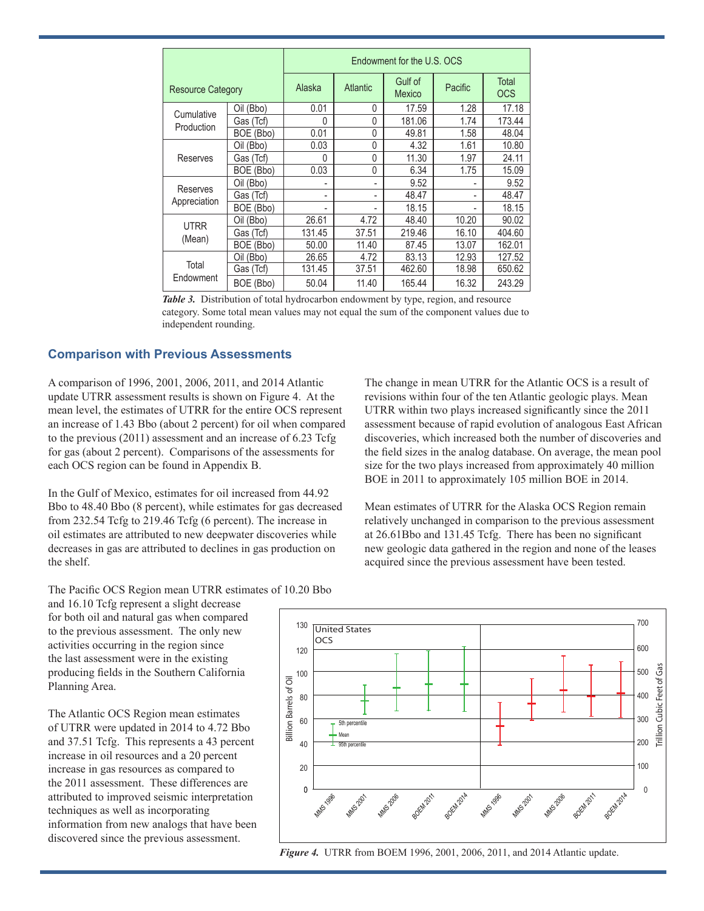| Resource Category | | Endowment for the U.S. OCS | | | | |
|---|---|---|---|---|---|---|
| | | Alaska | Atlantic | Gulf of Mexico | Pacific | Total OCS |
| Cumulative Production | Oil (Bbo) | 0.01 | 0 | 17.59 | 1.28 | 17.18 |
| | Gas (Tcf) | 0 | 0 | 181.06 | 1.74 | 173.44 |
| | BOE (Bbo) | 0.01 | 0 | 49.81 | 1.58 | 48.04 |
| Reserves | Oil (Bbo) | 0.03 | 0 | 4.32 | 1.61 | 10.80 |
| | Gas (Tcf) | 0 | 0 | 11.30 | 1.97 | 24.11 |
| | BOE (Bbo) | 0.03 | 0 | 6.34 | 1.75 | 15.09 |
| Reserves Appreciation | Oil (Bbo) | - | - | 9.52 | - | 9.52 |
| | Gas (Tcf) | - | - | 48.47 | - | 48.47 |
| | BOE (Bbo) | - | - | 18.15 | - | 18.15 |
| UTRR (Mean) | Oil (Bbo) | 26.61 | 4.72 | 48.40 | 10.20 | 90.02 |
| | Gas (Tcf) | 131.45 | 37.51 | 219.46 | 16.10 | 404.60 |
| | BOE (Bbo) | 50.00 | 11.40 | 87.45 | 13.07 | 162.01 |
| Total Endowment | Oil (Bbo) | 26.65 | 4.72 | 83.13 | 12.93 | 127.52 |
| | Gas (Tcf) | 131.45 | 37.51 | 462.60 | 18.98 | 650.62 |
| | BOE (Bbo) | 50.04 | 11.40 | 165.44 | 16.32 | 243.29 |

***Table 3.*** Distribution of total hydrocarbon endowment by type, region, and resource category. Some total mean values may not equal the sum of the component values due to independent rounding.

## Comparison with Previous Assessments

A comparison of 1996, 2001, 2006, 2011, and 2014 Atlantic update UTRR assessment results is shown on Figure 4. At the mean level, the estimates of UTRR for the entire OCS represent an increase of 1.43 Bbo (about 2 percent) for oil when compared to the previous (2011) assessment and an increase of 6.23 Tcfg for gas (about 2 percent). Comparisons of the assessments for each OCS region can be found in Appendix B.

In the Gulf of Mexico, estimates for oil increased from 44.92 Bbo to 48.40 Bbo (8 percent), while estimates for gas decreased from 232.54 Tcfg to 219.46 Tcfg (6 percent). The increase in oil estimates are attributed to new deepwater discoveries while decreases in gas are attributed to declines in gas production on the shelf.

The Pacific OCS Region mean UTRR estimates of 10.20 Bbo and 16.10 Tcfg represent a slight decrease for both oil and natural gas when compared to the previous assessment. The only new activities occurring in the region since the last assessment were in the existing producing fields in the Southern California Planning Area.

The Atlantic OCS Region mean estimates of UTRR were updated in 2014 to 4.72 Bbo and 37.51 Tcfg. This represents a 43 percent increase in oil resources and a 20 percent increase in gas resources as compared to the 2011 assessment. These differences are attributed to improved seismic interpretation techniques as well as incorporating information from new analogs that have been discovered since the previous assessment.

The change in mean UTRR for the Atlantic OCS is a result of revisions within four of the ten Atlantic geologic plays. Mean UTRR within two plays increased significantly since the 2011 assessment because of rapid evolution of analogous East African discoveries, which increased both the number of discoveries and the field sizes in the analog database. On average, the mean pool size for the two plays increased from approximately 40 million BOE in 2011 to approximately 105 million BOE in 2014.

Mean estimates of UTRR for the Alaska OCS Region remain relatively unchanged in comparison to the previous assessment at 26.61Bbo and 131.45 Tcfg. There has been no significant new geologic data gathered in the region and none of the leases acquired since the previous assessment have been tested.

***Figure 4.*** UTRR from BOEM 1996, 2001, 2006, 2011, and 2014 Atlantic update.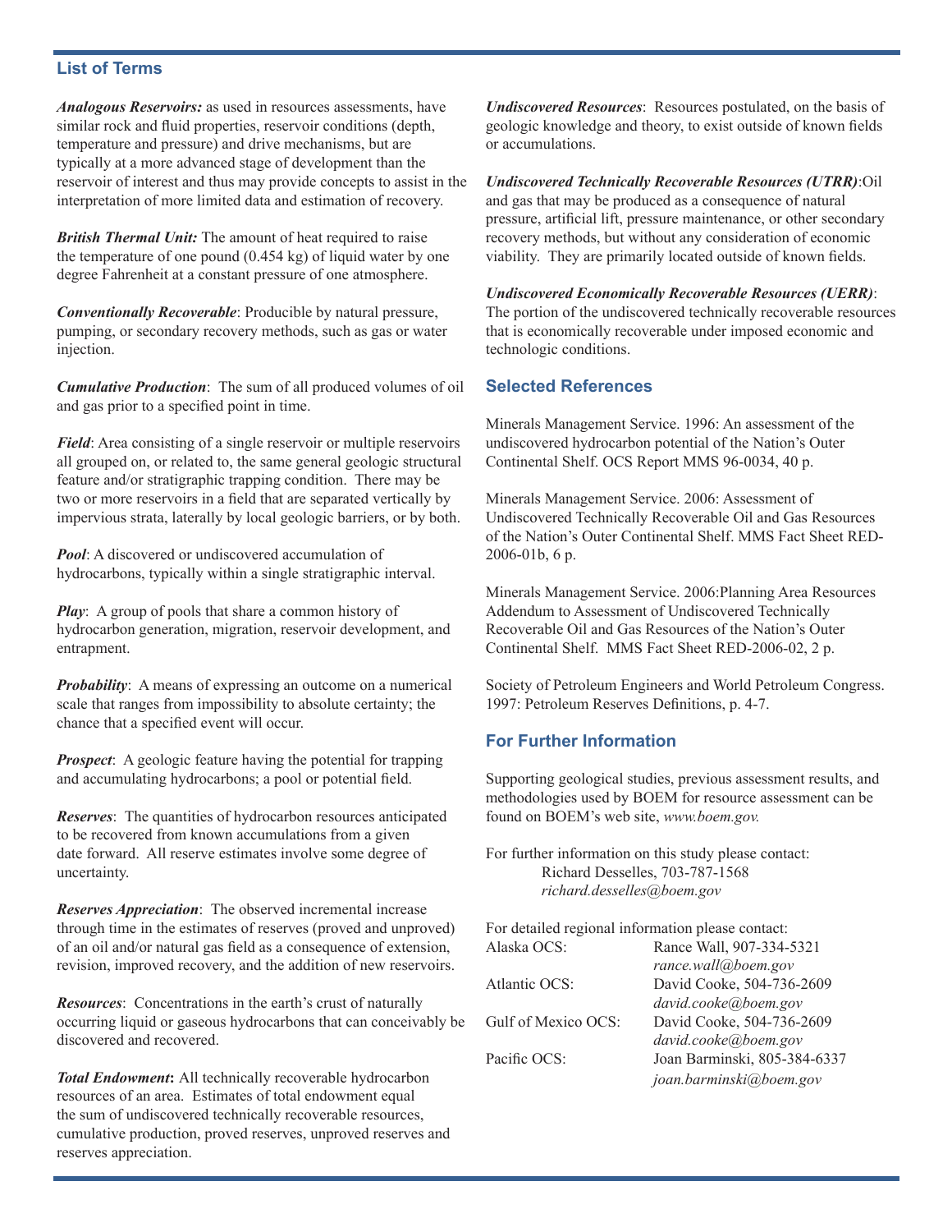## List of Terms

***Analogous Reservoirs:*** as used in resources assessments, have similar rock and fluid properties, reservoir conditions (depth, temperature and pressure) and drive mechanisms, but are typically at a more advanced stage of development than the reservoir of interest and thus may provide concepts to assist in the interpretation of more limited data and estimation of recovery.

***British Thermal Unit:*** The amount of heat required to raise the temperature of one pound (0.454 kg) of liquid water by one degree Fahrenheit at a constant pressure of one atmosphere.

***Conventionally Recoverable***: Producible by natural pressure, pumping, or secondary recovery methods, such as gas or water injection.

***Cumulative Production***: The sum of all produced volumes of oil and gas prior to a specified point in time.

***Field***: Area consisting of a single reservoir or multiple reservoirs all grouped on, or related to, the same general geologic structural feature and/or stratigraphic trapping condition. There may be two or more reservoirs in a field that are separated vertically by impervious strata, laterally by local geologic barriers, or by both.

***Pool***: A discovered or undiscovered accumulation of hydrocarbons, typically within a single stratigraphic interval.

***Play***: A group of pools that share a common history of hydrocarbon generation, migration, reservoir development, and entrapment.

***Probability***: A means of expressing an outcome on a numerical scale that ranges from impossibility to absolute certainty; the chance that a specified event will occur.

***Prospect***: A geologic feature having the potential for trapping and accumulating hydrocarbons; a pool or potential field.

***Reserves***: The quantities of hydrocarbon resources anticipated to be recovered from known accumulations from a given date forward. All reserve estimates involve some degree of uncertainty.

***Reserves Appreciation***: The observed incremental increase through time in the estimates of reserves (proved and unproved) of an oil and/or natural gas field as a consequence of extension, revision, improved recovery, and the addition of new reservoirs.

***Resources***: Concentrations in the earth's crust of naturally occurring liquid or gaseous hydrocarbons that can conceivably be discovered and recovered.

***Total Endowment*:** All technically recoverable hydrocarbon resources of an area. Estimates of total endowment equal the sum of undiscovered technically recoverable resources, cumulative production, proved reserves, unproved reserves and reserves appreciation.

***Undiscovered Resources***: Resources postulated, on the basis of geologic knowledge and theory, to exist outside of known fields or accumulations.

***Undiscovered Technically Recoverable Resources (UTRR)***:Oil and gas that may be produced as a consequence of natural pressure, artificial lift, pressure maintenance, or other secondary recovery methods, but without any consideration of economic viability. They are primarily located outside of known fields.

***Undiscovered Economically Recoverable Resources (UERR)***: The portion of the undiscovered technically recoverable resources that is economically recoverable under imposed economic and technologic conditions.

## Selected References

Minerals Management Service. 1996: An assessment of the undiscovered hydrocarbon potential of the Nation's Outer Continental Shelf. OCS Report MMS 96-0034, 40 p.

Minerals Management Service. 2006: Assessment of Undiscovered Technically Recoverable Oil and Gas Resources of the Nation's Outer Continental Shelf. MMS Fact Sheet RED-2006-01b, 6 p.

Minerals Management Service. 2006:Planning Area Resources Addendum to Assessment of Undiscovered Technically Recoverable Oil and Gas Resources of the Nation's Outer Continental Shelf. MMS Fact Sheet RED-2006-02, 2 p.

Society of Petroleum Engineers and World Petroleum Congress. 1997: Petroleum Reserves Definitions, p. 4-7.

## For Further Information

Supporting geological studies, previous assessment results, and methodologies used by BOEM for resource assessment can be found on BOEM's web site, *www.boem.gov.*

For further information on this study please contact:
Richard Desselles, 703-787-1568
*richard.desselles@boem.gov*

For detailed regional information please contact:

| | |
|---|---|
| Alaska OCS: | Rance Wall, 907-334-5321 *rance.wall@boem.gov* |
| Atlantic OCS: | David Cooke, 504-736-2609 *david.cooke@boem.gov* |
| Gulf of Mexico OCS: | David Cooke, 504-736-2609 *david.cooke@boem.gov* |
| Pacific OCS: | Joan Barminski, 805-384-6337 *joan.barminski@boem.gov* |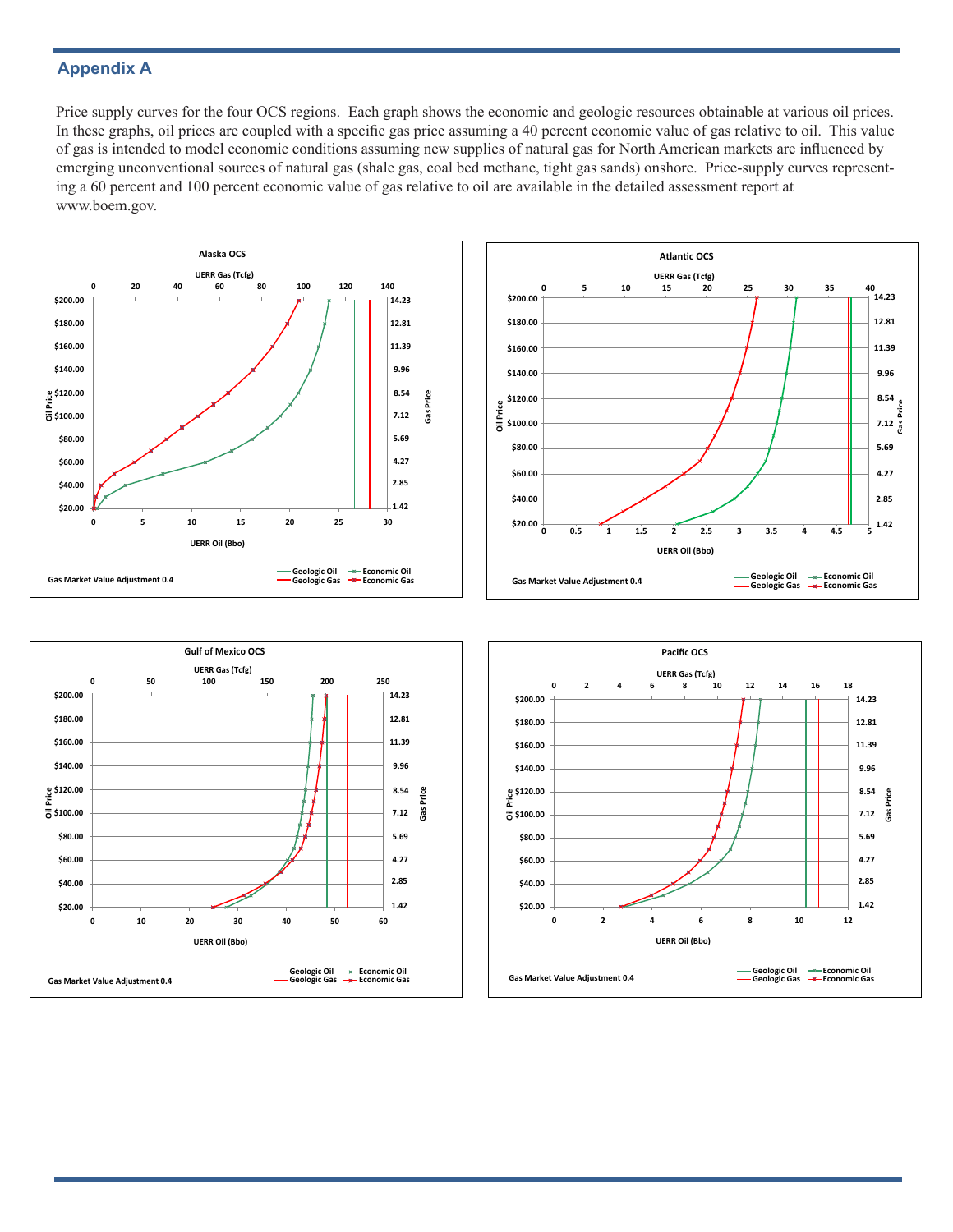## Appendix A

Price supply curves for the four OCS regions. Each graph shows the economic and geologic resources obtainable at various oil prices. In these graphs, oil prices are coupled with a specific gas price assuming a 40 percent economic value of gas relative to oil. This value of gas is intended to model economic conditions assuming new supplies of natural gas for North American markets are influenced by emerging unconventional sources of natural gas (shale gas, coal bed methane, tight gas sands) onshore. Price-supply curves representing a 60 percent and 100 percent economic value of gas relative to oil are available in the detailed assessment report at www.boem.gov.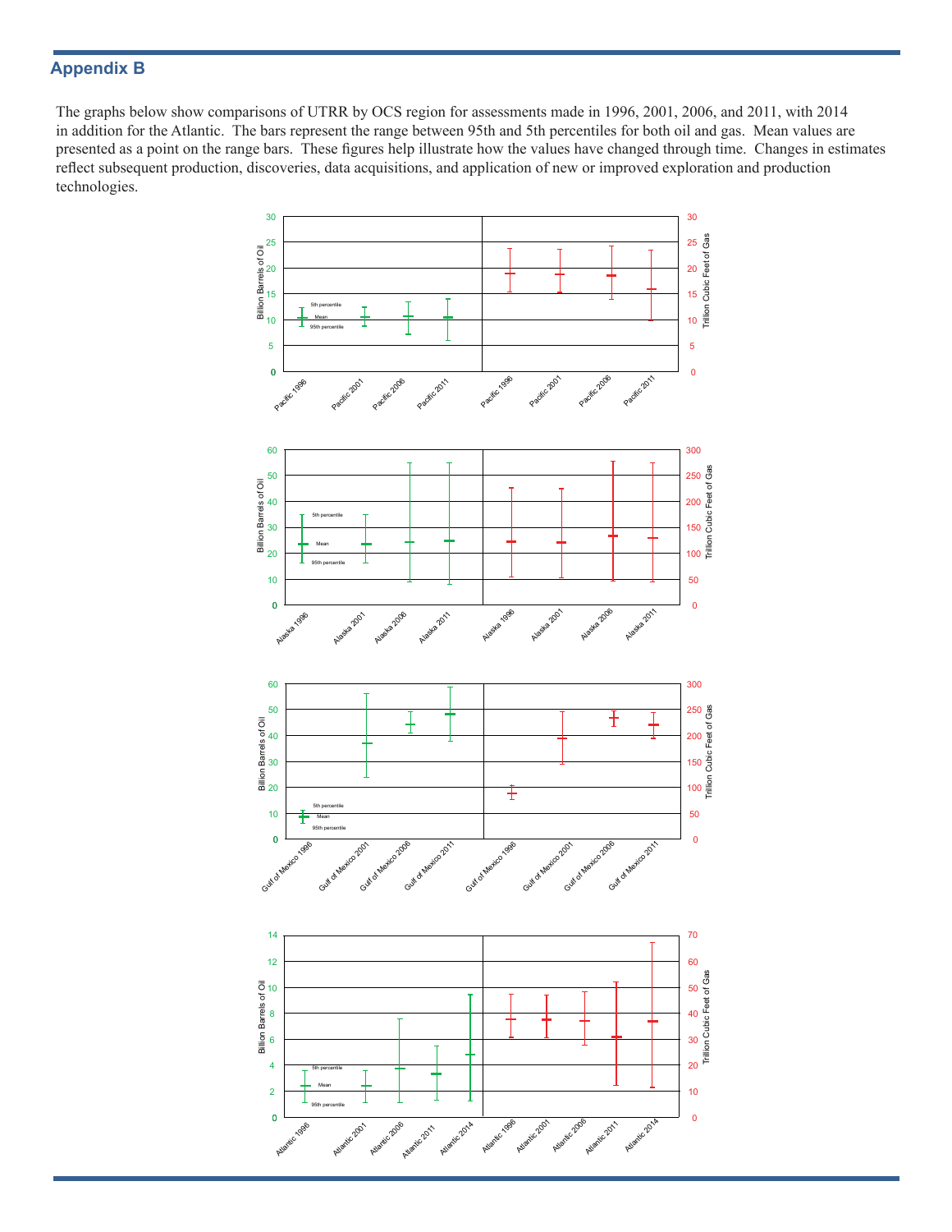## Appendix B

The graphs below show comparisons of UTRR by OCS region for assessments made in 1996, 2001, 2006, and 2011, with 2014 in addition for the Atlantic. The bars represent the range between 95th and 5th percentiles for both oil and gas. Mean values are presented as a point on the range bars. These figures help illustrate how the values have changed through time. Changes in estimates reflect subsequent production, discoveries, data acquisitions, and application of new or improved exploration and production technologies.

Billion Barrels of Oil
0
5
10
15
20
25
30
5th percentile
Mean
95th percentile
Pacific 1996
Pacific 2001
Pacific 2006
Pacific 2011
Pacific 1996
Pacific 2001
Pacific 2006
Pacific 2011
Trillion Cubic Feet of Gas
0
5
10
15
20
25
30

Billion Barrels of Oil
0
10
20
30
40
50
60
5th percentile
Mean
95th percentile
Alaska 1996
Alaska 2001
Alaska 2006
Alaska 2011
Alaska 1996
Alaska 2001
Alaska 2006
Alaska 2011
Trillion Cubic Feet of Gas
0
50
100
150
200
250
300

Billion Barrels of Oil
0
10
20
30
40
50
60
5th percentile
Mean
95th percentile
Gulf of Mexico 1996
Gulf of Mexico 2001
Gulf of Mexico 2006
Gulf of Mexico 2011
Gulf of Mexico 1996
Gulf of Mexico 2001
Gulf of Mexico 2006
Gulf of Mexico 2011
Trillion Cubic Feet of Gas
0
50
100
150
200
250
300

Billion Barrels of Oil
0
2
4
6
8
10
12
14
5th percentile
Mean
95th percentile
Atlantic 1996
Atlantic 2001
Atlantic 2006
Atlantic 2011
Atlantic 2014
Atlantic 1996
Atlantic 2001
Atlantic 2006
Atlantic 2011
Atlantic 2014
Trillion Cubic Feet of Gas
0
10
20
30
40
50
60
70